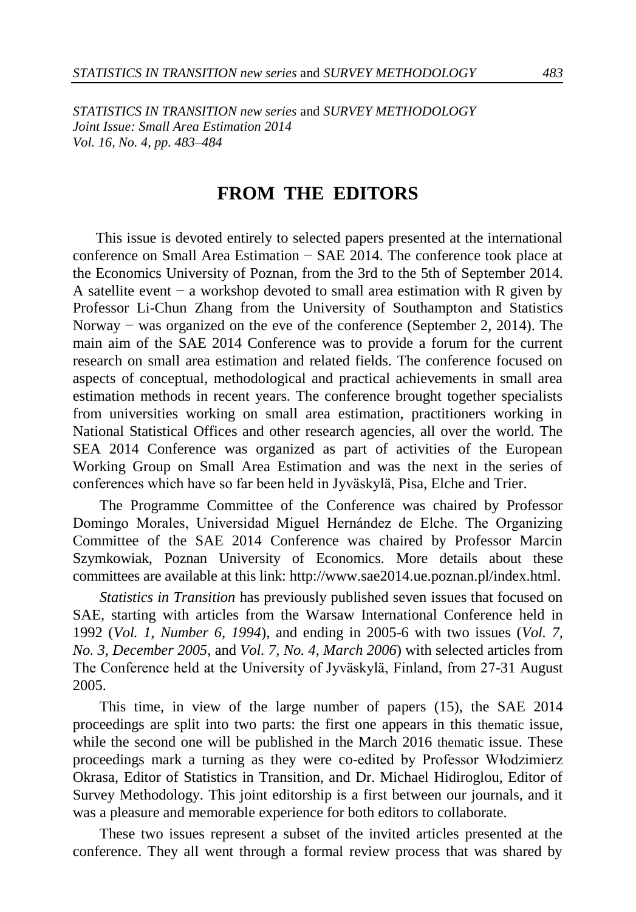*STATISTICS IN TRANSITION new series* and *SURVEY METHODOLOGY*
*Joint Issue: Small Area Estimation 2014*
*Vol. 16, No. 4, pp. 483–484*

# FROM THE EDITORS

This issue is devoted entirely to selected papers presented at the international conference on Small Area Estimation − SAE 2014. The conference took place at the Economics University of Poznan, from the 3rd to the 5th of September 2014. A satellite event − a workshop devoted to small area estimation with R given by Professor Li-Chun Zhang from the University of Southampton and Statistics Norway − was organized on the eve of the conference (September 2, 2014). The main aim of the SAE 2014 Conference was to provide a forum for the current research on small area estimation and related fields. The conference focused on aspects of conceptual, methodological and practical achievements in small area estimation methods in recent years. The conference brought together specialists from universities working on small area estimation, practitioners working in National Statistical Offices and other research agencies, all over the world. The SEA 2014 Conference was organized as part of activities of the European Working Group on Small Area Estimation and was the next in the series of conferences which have so far been held in Jyväskylä, Pisa, Elche and Trier.

The Programme Committee of the Conference was chaired by Professor Domingo Morales, Universidad Miguel Hernández de Elche. The Organizing Committee of the SAE 2014 Conference was chaired by Professor Marcin Szymkowiak, Poznan University of Economics. More details about these committees are available at this link: http://www.sae2014.ue.poznan.pl/index.html.

*Statistics in Transition* has previously published seven issues that focused on SAE, starting with articles from the Warsaw International Conference held in 1992 (*Vol. 1, Number 6, 1994*), and ending in 2005-6 with two issues (*Vol. 7, No. 3, December 2005*, and *Vol. 7, No. 4, March 2006*) with selected articles from The Conference held at the University of Jyväskylä, Finland, from 27-31 August 2005.

This time, in view of the large number of papers (15), the SAE 2014 proceedings are split into two parts: the first one appears in this thematic issue, while the second one will be published in the March 2016 thematic issue. These proceedings mark a turning as they were co-edited by Professor Włodzimierz Okrasa, Editor of Statistics in Transition, and Dr. Michael Hidiroglou, Editor of Survey Methodology. This joint editorship is a first between our journals, and it was a pleasure and memorable experience for both editors to collaborate.

These two issues represent a subset of the invited articles presented at the conference. They all went through a formal review process that was shared by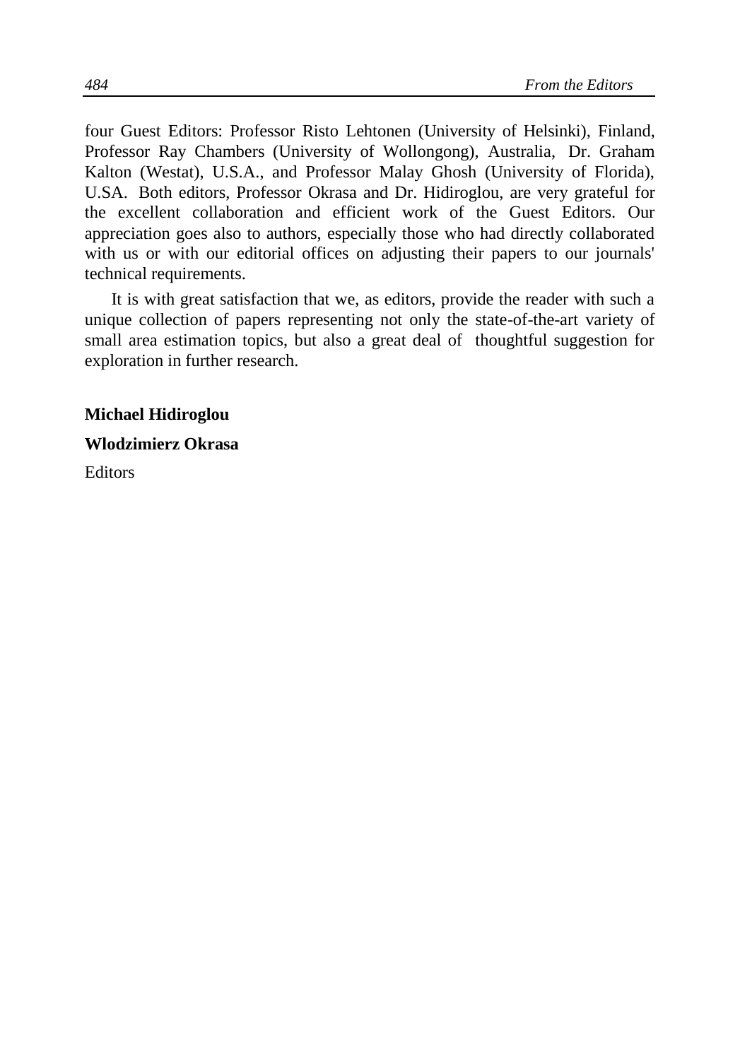four Guest Editors: Professor Risto Lehtonen (University of Helsinki), Finland, Professor Ray Chambers (University of Wollongong), Australia, Dr. Graham Kalton (Westat), U.S.A., and Professor Malay Ghosh (University of Florida), U.SA. Both editors, Professor Okrasa and Dr. Hidiroglou, are very grateful for the excellent collaboration and efficient work of the Guest Editors. Our appreciation goes also to authors, especially those who had directly collaborated with us or with our editorial offices on adjusting their papers to our journals' technical requirements.

It is with great satisfaction that we, as editors, provide the reader with such a unique collection of papers representing not only the state-of-the-art variety of small area estimation topics, but also a great deal of thoughtful suggestion for exploration in further research.

**Michael Hidiroglou**

**Wlodzimierz Okrasa**

Editors